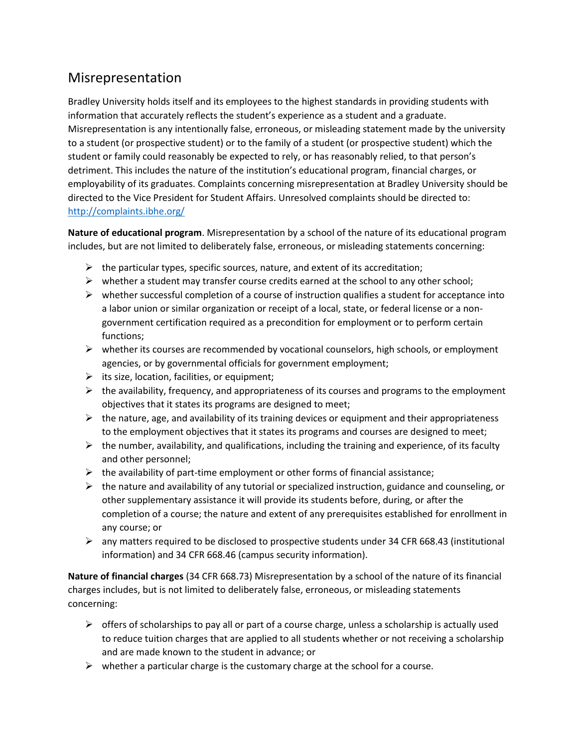## Misrepresentation

Bradley University holds itself and its employees to the highest standards in providing students with information that accurately reflects the student's experience as a student and a graduate. Misrepresentation is any intentionally false, erroneous, or misleading statement made by the university to a student (or prospective student) or to the family of a student (or prospective student) which the student or family could reasonably be expected to rely, or has reasonably relied, to that person's detriment. This includes the nature of the institution's educational program, financial charges, or employability of its graduates. Complaints concerning misrepresentation at Bradley University should be directed to the Vice President for Student Affairs. Unresolved complaints should be directed to: http://complaints.ibhe.org/

**Nature of educational program**. Misrepresentation by a school of the nature of its educational program includes, but are not limited to deliberately false, erroneous, or misleading statements concerning:

- the particular types, specific sources, nature, and extent of its accreditation;
- whether a student may transfer course credits earned at the school to any other school;
- whether successful completion of a course of instruction qualifies a student for acceptance into a labor union or similar organization or receipt of a local, state, or federal license or a non-government certification required as a precondition for employment or to perform certain functions;
- whether its courses are recommended by vocational counselors, high schools, or employment agencies, or by governmental officials for government employment;
- its size, location, facilities, or equipment;
- the availability, frequency, and appropriateness of its courses and programs to the employment objectives that it states its programs are designed to meet;
- the nature, age, and availability of its training devices or equipment and their appropriateness to the employment objectives that it states its programs and courses are designed to meet;
- the number, availability, and qualifications, including the training and experience, of its faculty and other personnel;
- the availability of part-time employment or other forms of financial assistance;
- the nature and availability of any tutorial or specialized instruction, guidance and counseling, or other supplementary assistance it will provide its students before, during, or after the completion of a course; the nature and extent of any prerequisites established for enrollment in any course; or
- any matters required to be disclosed to prospective students under 34 CFR 668.43 (institutional information) and 34 CFR 668.46 (campus security information).

**Nature of financial charges** (34 CFR 668.73) Misrepresentation by a school of the nature of its financial charges includes, but is not limited to deliberately false, erroneous, or misleading statements concerning:

- offers of scholarships to pay all or part of a course charge, unless a scholarship is actually used to reduce tuition charges that are applied to all students whether or not receiving a scholarship and are made known to the student in advance; or
- whether a particular charge is the customary charge at the school for a course.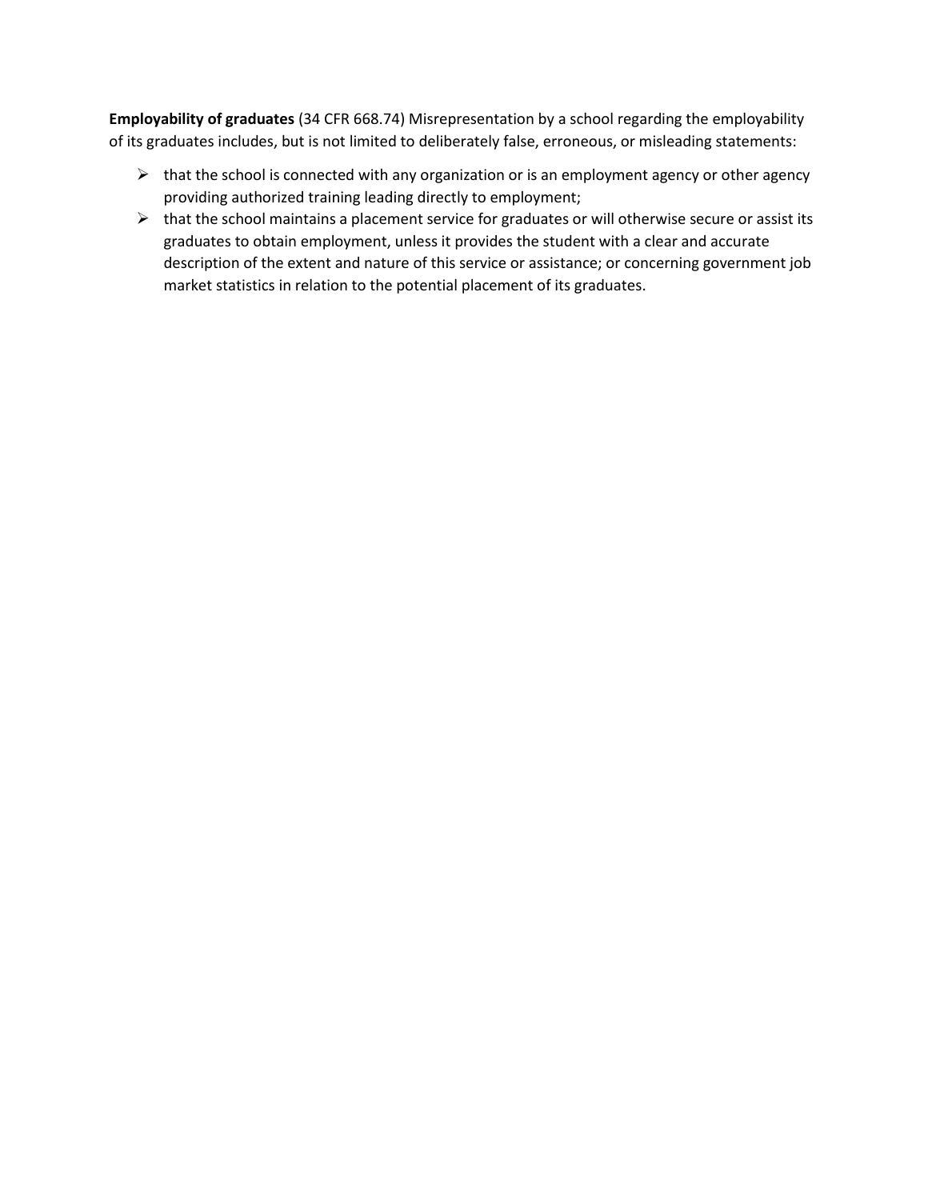**Employability of graduates** (34 CFR 668.74) Misrepresentation by a school regarding the employability of its graduates includes, but is not limited to deliberately false, erroneous, or misleading statements:

- that the school is connected with any organization or is an employment agency or other agency providing authorized training leading directly to employment;
- that the school maintains a placement service for graduates or will otherwise secure or assist its graduates to obtain employment, unless it provides the student with a clear and accurate description of the extent and nature of this service or assistance; or concerning government job market statistics in relation to the potential placement of its graduates.